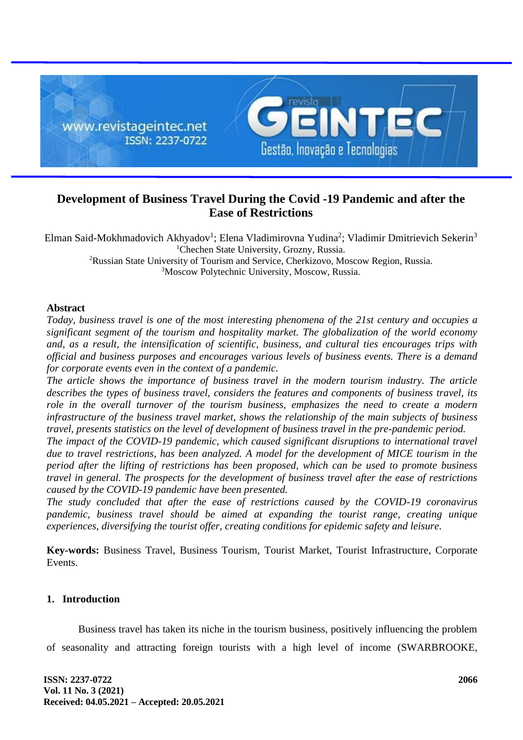# Development of Business Travel During the Covid -19 Pandemic and after the Ease of Restrictions

Elman Said-Mokhmadovich Akhyadov[1]; Elena Vladimirovna Yudina[2]; Vladimir Dmitrievich Sekerin[3]

[1]Chechen State University, Grozny, Russia.

[2]Russian State University of Tourism and Service, Cherkizovo, Moscow Region, Russia.

[3]Moscow Polytechnic University, Moscow, Russia.

## Abstract

*Today, business travel is one of the most interesting phenomena of the 21st century and occupies a significant segment of the tourism and hospitality market. The globalization of the world economy and, as a result, the intensification of scientific, business, and cultural ties encourages trips with official and business purposes and encourages various levels of business events. There is a demand for corporate events even in the context of a pandemic.*

*The article shows the importance of business travel in the modern tourism industry. The article describes the types of business travel, considers the features and components of business travel, its role in the overall turnover of the tourism business, emphasizes the need to create a modern infrastructure of the business travel market, shows the relationship of the main subjects of business travel, presents statistics on the level of development of business travel in the pre-pandemic period.*

*The impact of the COVID-19 pandemic, which caused significant disruptions to international travel due to travel restrictions, has been analyzed. A model for the development of MICE tourism in the period after the lifting of restrictions has been proposed, which can be used to promote business travel in general. The prospects for the development of business travel after the ease of restrictions caused by the COVID-19 pandemic have been presented.*

*The study concluded that after the ease of restrictions caused by the COVID-19 coronavirus pandemic, business travel should be aimed at expanding the tourist range, creating unique experiences, diversifying the tourist offer, creating conditions for epidemic safety and leisure.*

**Key-words:** Business Travel, Business Tourism, Tourist Market, Tourist Infrastructure, Corporate Events.

## 1. Introduction

Business travel has taken its niche in the tourism business, positively influencing the problem of seasonality and attracting foreign tourists with a high level of income (SWARBROOKE,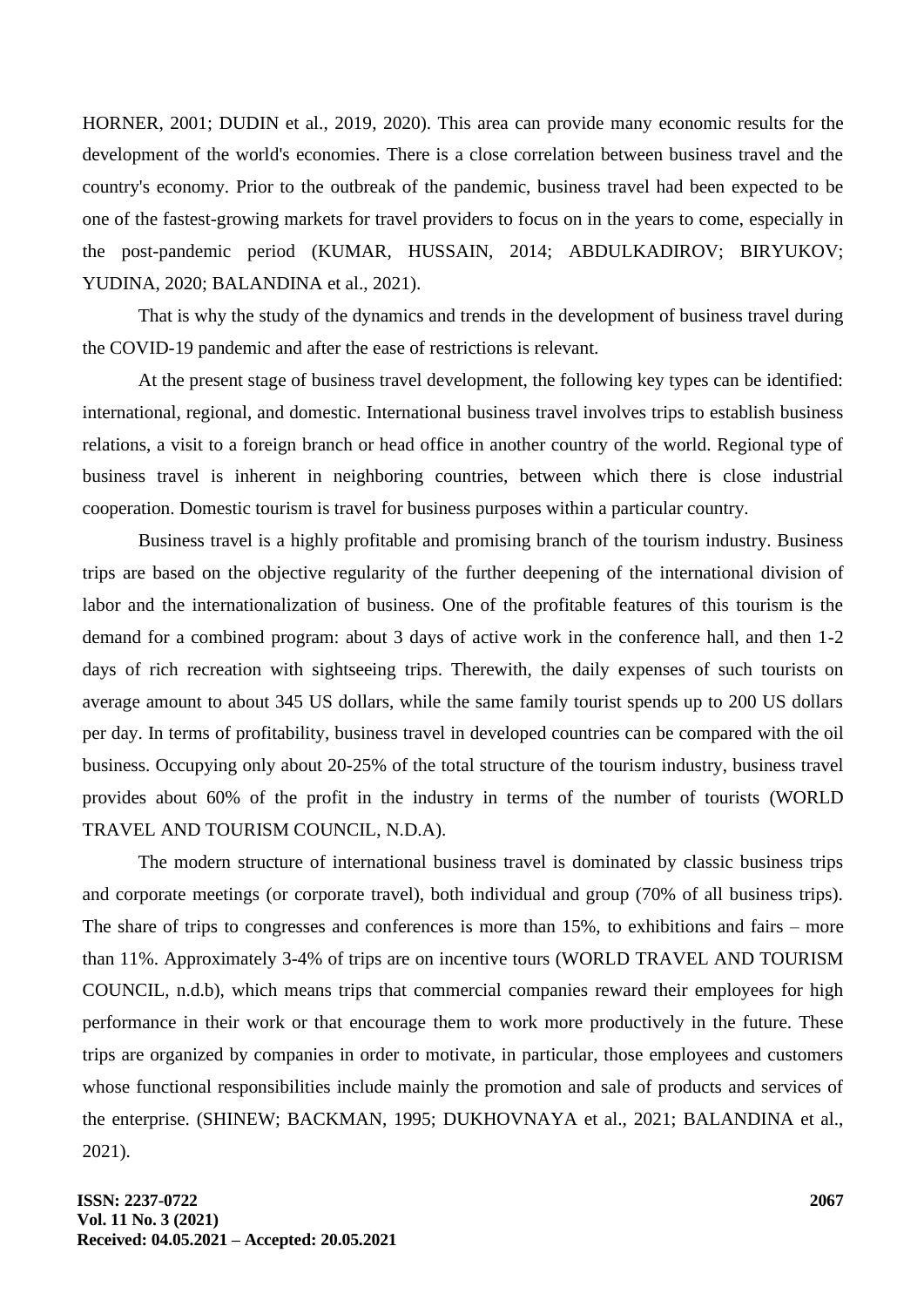HORNER, 2001; DUDIN et al., 2019, 2020). This area can provide many economic results for the development of the world's economies. There is a close correlation between business travel and the country's economy. Prior to the outbreak of the pandemic, business travel had been expected to be one of the fastest-growing markets for travel providers to focus on in the years to come, especially in the post-pandemic period (KUMAR, HUSSAIN, 2014; ABDULKADIROV; BIRYUKOV; YUDINA, 2020; BALANDINA et al., 2021).

That is why the study of the dynamics and trends in the development of business travel during the COVID-19 pandemic and after the ease of restrictions is relevant.

At the present stage of business travel development, the following key types can be identified: international, regional, and domestic. International business travel involves trips to establish business relations, a visit to a foreign branch or head office in another country of the world. Regional type of business travel is inherent in neighboring countries, between which there is close industrial cooperation. Domestic tourism is travel for business purposes within a particular country.

Business travel is a highly profitable and promising branch of the tourism industry. Business trips are based on the objective regularity of the further deepening of the international division of labor and the internationalization of business. One of the profitable features of this tourism is the demand for a combined program: about 3 days of active work in the conference hall, and then 1-2 days of rich recreation with sightseeing trips. Therewith, the daily expenses of such tourists on average amount to about 345 US dollars, while the same family tourist spends up to 200 US dollars per day. In terms of profitability, business travel in developed countries can be compared with the oil business. Occupying only about 20-25% of the total structure of the tourism industry, business travel provides about 60% of the profit in the industry in terms of the number of tourists (WORLD TRAVEL AND TOURISM COUNCIL, N.D.A).

The modern structure of international business travel is dominated by classic business trips and corporate meetings (or corporate travel), both individual and group (70% of all business trips). The share of trips to congresses and conferences is more than 15%, to exhibitions and fairs – more than 11%. Approximately 3-4% of trips are on incentive tours (WORLD TRAVEL AND TOURISM COUNCIL, n.d.b), which means trips that commercial companies reward their employees for high performance in their work or that encourage them to work more productively in the future. These trips are organized by companies in order to motivate, in particular, those employees and customers whose functional responsibilities include mainly the promotion and sale of products and services of the enterprise. (SHINEW; BACKMAN, 1995; DUKHOVNAYA et al., 2021; BALANDINA et al., 2021).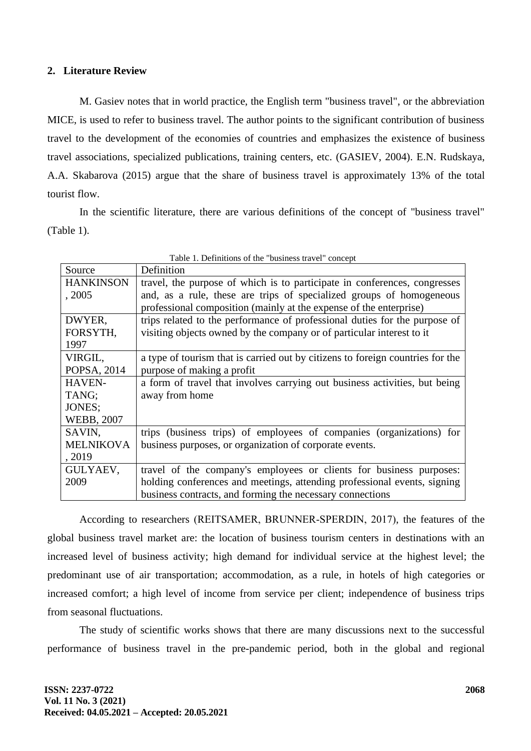## 2. Literature Review

M. Gasiev notes that in world practice, the English term "business travel", or the abbreviation MICE, is used to refer to business travel. The author points to the significant contribution of business travel to the development of the economies of countries and emphasizes the existence of business travel associations, specialized publications, training centers, etc. (GASIEV, 2004). E.N. Rudskaya, A.A. Skabarova (2015) argue that the share of business travel is approximately 13% of the total tourist flow.

In the scientific literature, there are various definitions of the concept of "business travel" (Table 1).

Table 1. Definitions of the "business travel" concept

| Source | Definition |
|---|---|
| HANKINSON, 2005 | travel, the purpose of which is to participate in conferences, congresses and, as a rule, these are trips of specialized groups of homogeneous professional composition (mainly at the expense of the enterprise) |
| DWYER, FORSYTH, 1997 | trips related to the performance of professional duties for the purpose of visiting objects owned by the company or of particular interest to it |
| VIRGIL, POPSA, 2014 | a type of tourism that is carried out by citizens to foreign countries for the purpose of making a profit |
| HAVEN-TANG; JONES; WEBB, 2007 | a form of travel that involves carrying out business activities, but being away from home |
| SAVIN, MELNIKOVA, 2019 | trips (business trips) of employees of companies (organizations) for business purposes, or organization of corporate events. |
| GULYAEV, 2009 | travel of the company's employees or clients for business purposes: holding conferences and meetings, attending professional events, signing business contracts, and forming the necessary connections |

According to researchers (REITSAMER, BRUNNER-SPERDIN, 2017), the features of the global business travel market are: the location of business tourism centers in destinations with an increased level of business activity; high demand for individual service at the highest level; the predominant use of air transportation; accommodation, as a rule, in hotels of high categories or increased comfort; a high level of income from service per client; independence of business trips from seasonal fluctuations.

The study of scientific works shows that there are many discussions next to the successful performance of business travel in the pre-pandemic period, both in the global and regional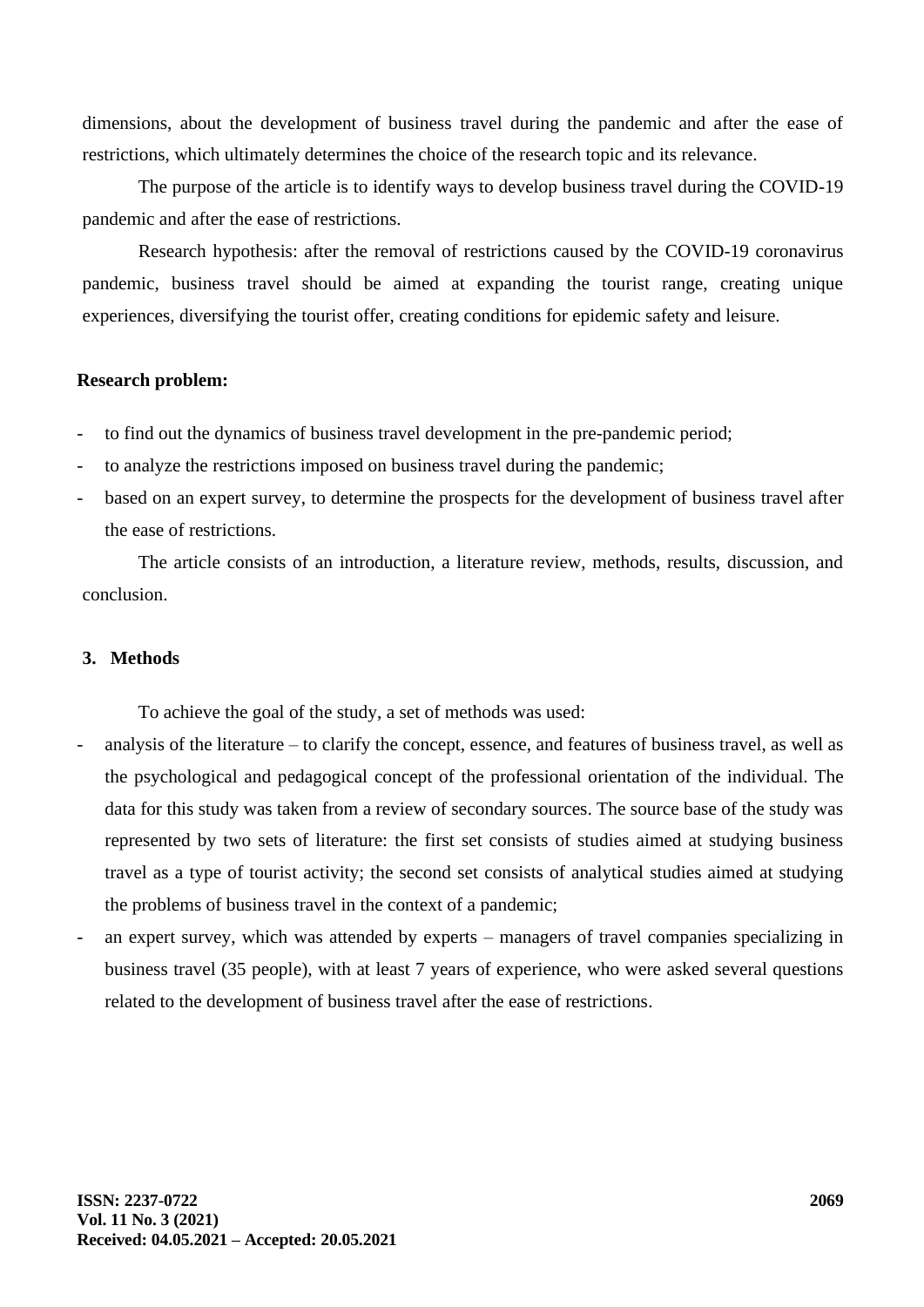dimensions, about the development of business travel during the pandemic and after the ease of restrictions, which ultimately determines the choice of the research topic and its relevance.

The purpose of the article is to identify ways to develop business travel during the COVID-19 pandemic and after the ease of restrictions.

Research hypothesis: after the removal of restrictions caused by the COVID-19 coronavirus pandemic, business travel should be aimed at expanding the tourist range, creating unique experiences, diversifying the tourist offer, creating conditions for epidemic safety and leisure.

**Research problem:**

- to find out the dynamics of business travel development in the pre-pandemic period;
- to analyze the restrictions imposed on business travel during the pandemic;
- based on an expert survey, to determine the prospects for the development of business travel after the ease of restrictions.

The article consists of an introduction, a literature review, methods, results, discussion, and conclusion.

## 3. Methods

To achieve the goal of the study, a set of methods was used:

- analysis of the literature – to clarify the concept, essence, and features of business travel, as well as the psychological and pedagogical concept of the professional orientation of the individual. The data for this study was taken from a review of secondary sources. The source base of the study was represented by two sets of literature: the first set consists of studies aimed at studying business travel as a type of tourist activity; the second set consists of analytical studies aimed at studying the problems of business travel in the context of a pandemic;
- an expert survey, which was attended by experts – managers of travel companies specializing in business travel (35 people), with at least 7 years of experience, who were asked several questions related to the development of business travel after the ease of restrictions.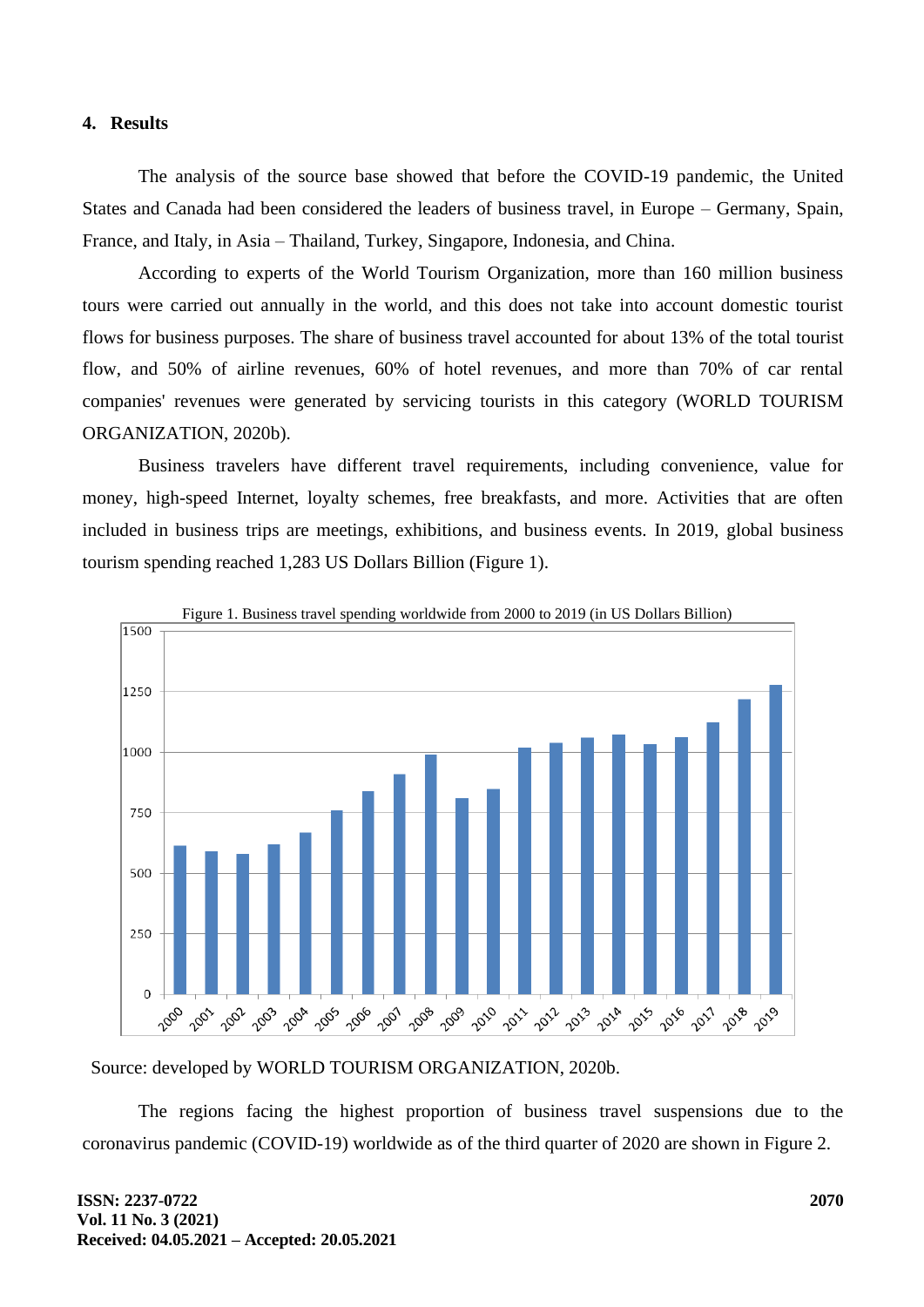## 4. Results

The analysis of the source base showed that before the COVID-19 pandemic, the United States and Canada had been considered the leaders of business travel, in Europe – Germany, Spain, France, and Italy, in Asia – Thailand, Turkey, Singapore, Indonesia, and China.

According to experts of the World Tourism Organization, more than 160 million business tours were carried out annually in the world, and this does not take into account domestic tourist flows for business purposes. The share of business travel accounted for about 13% of the total tourist flow, and 50% of airline revenues, 60% of hotel revenues, and more than 70% of car rental companies' revenues were generated by servicing tourists in this category (WORLD TOURISM ORGANIZATION, 2020b).

Business travelers have different travel requirements, including convenience, value for money, high-speed Internet, loyalty schemes, free breakfasts, and more. Activities that are often included in business trips are meetings, exhibitions, and business events. In 2019, global business tourism spending reached 1,283 US Dollars Billion (Figure 1).

Figure 1. Business travel spending worldwide from 2000 to 2019 (in US Dollars Billion)

Source: developed by WORLD TOURISM ORGANIZATION, 2020b.

The regions facing the highest proportion of business travel suspensions due to the coronavirus pandemic (COVID-19) worldwide as of the third quarter of 2020 are shown in Figure 2.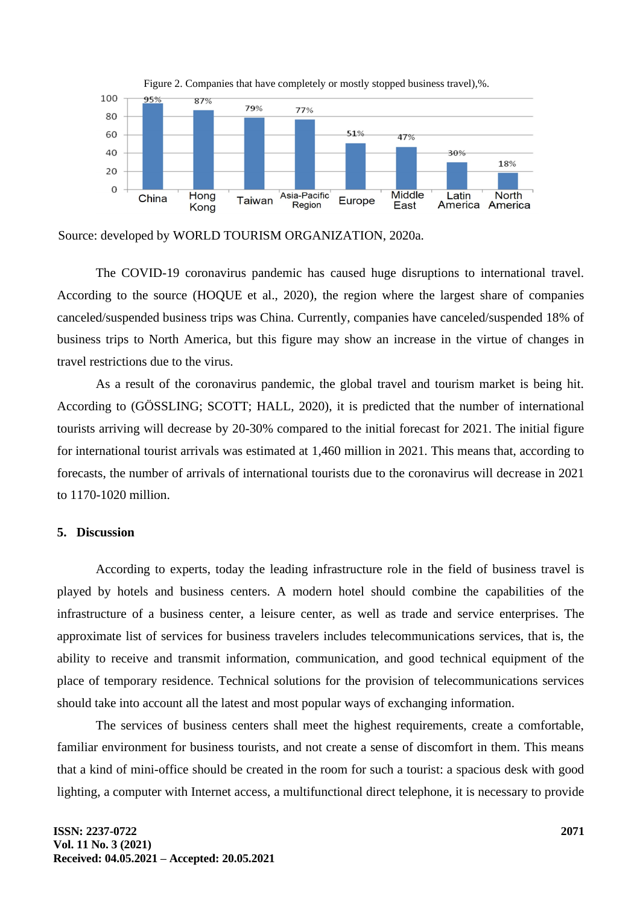Figure 2. Companies that have completely or mostly stopped business travel),%.

| Region | % |
|---|---|
| China | 95% |
| Hong Kong | 87% |
| Taiwan | 79% |
| Asia-Pacific Region | 77% |
| Europe | 51% |
| Middle East | 47% |
| Latin America | 30% |
| North America | 18% |

Source: developed by WORLD TOURISM ORGANIZATION, 2020a.

The COVID-19 coronavirus pandemic has caused huge disruptions to international travel. According to the source (HOQUE et al., 2020), the region where the largest share of companies canceled/suspended business trips was China. Currently, companies have canceled/suspended 18% of business trips to North America, but this figure may show an increase in the virtue of changes in travel restrictions due to the virus.

As a result of the coronavirus pandemic, the global travel and tourism market is being hit. According to (GÖSSLING; SCOTT; HALL, 2020), it is predicted that the number of international tourists arriving will decrease by 20-30% compared to the initial forecast for 2021. The initial figure for international tourist arrivals was estimated at 1,460 million in 2021. This means that, according to forecasts, the number of arrivals of international tourists due to the coronavirus will decrease in 2021 to 1170-1020 million.

## 5. Discussion

According to experts, today the leading infrastructure role in the field of business travel is played by hotels and business centers. A modern hotel should combine the capabilities of the infrastructure of a business center, a leisure center, as well as trade and service enterprises. The approximate list of services for business travelers includes telecommunications services, that is, the ability to receive and transmit information, communication, and good technical equipment of the place of temporary residence. Technical solutions for the provision of telecommunications services should take into account all the latest and most popular ways of exchanging information.

The services of business centers shall meet the highest requirements, create a comfortable, familiar environment for business tourists, and not create a sense of discomfort in them. This means that a kind of mini-office should be created in the room for such a tourist: a spacious desk with good lighting, a computer with Internet access, a multifunctional direct telephone, it is necessary to provide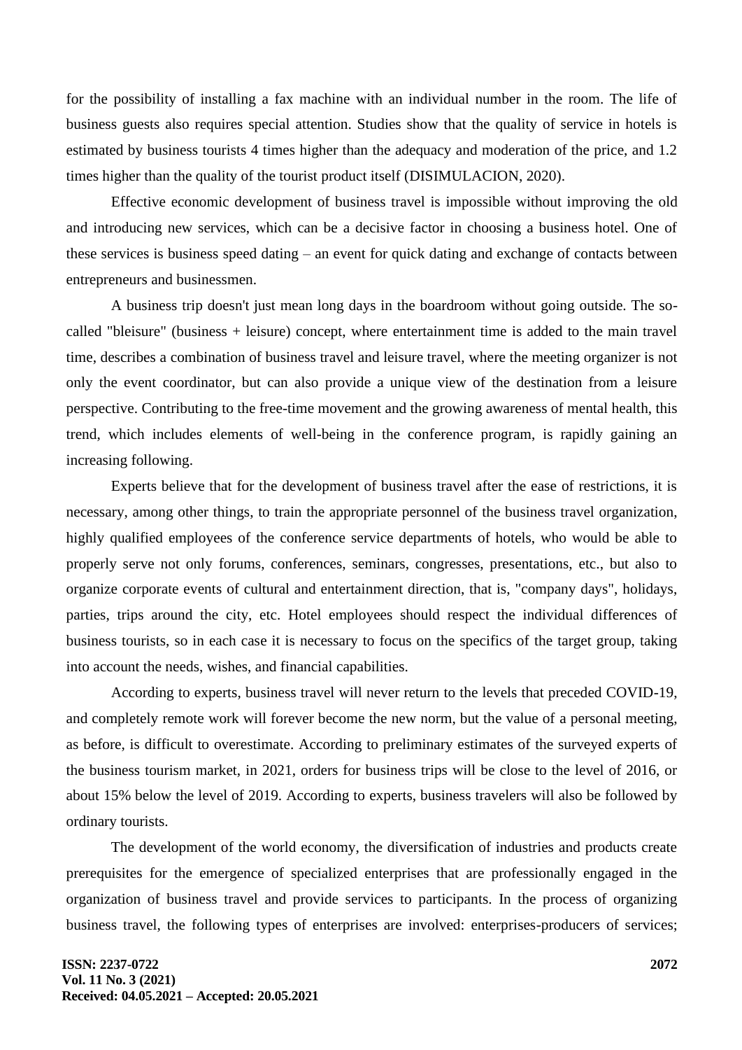for the possibility of installing a fax machine with an individual number in the room. The life of business guests also requires special attention. Studies show that the quality of service in hotels is estimated by business tourists 4 times higher than the adequacy and moderation of the price, and 1.2 times higher than the quality of the tourist product itself (DISIMULACION, 2020).

Effective economic development of business travel is impossible without improving the old and introducing new services, which can be a decisive factor in choosing a business hotel. One of these services is business speed dating – an event for quick dating and exchange of contacts between entrepreneurs and businessmen.

A business trip doesn't just mean long days in the boardroom without going outside. The so-called "bleisure" (business + leisure) concept, where entertainment time is added to the main travel time, describes a combination of business travel and leisure travel, where the meeting organizer is not only the event coordinator, but can also provide a unique view of the destination from a leisure perspective. Contributing to the free-time movement and the growing awareness of mental health, this trend, which includes elements of well-being in the conference program, is rapidly gaining an increasing following.

Experts believe that for the development of business travel after the ease of restrictions, it is necessary, among other things, to train the appropriate personnel of the business travel organization, highly qualified employees of the conference service departments of hotels, who would be able to properly serve not only forums, conferences, seminars, congresses, presentations, etc., but also to organize corporate events of cultural and entertainment direction, that is, "company days", holidays, parties, trips around the city, etc. Hotel employees should respect the individual differences of business tourists, so in each case it is necessary to focus on the specifics of the target group, taking into account the needs, wishes, and financial capabilities.

According to experts, business travel will never return to the levels that preceded COVID-19, and completely remote work will forever become the new norm, but the value of a personal meeting, as before, is difficult to overestimate. According to preliminary estimates of the surveyed experts of the business tourism market, in 2021, orders for business trips will be close to the level of 2016, or about 15% below the level of 2019. According to experts, business travelers will also be followed by ordinary tourists.

The development of the world economy, the diversification of industries and products create prerequisites for the emergence of specialized enterprises that are professionally engaged in the organization of business travel and provide services to participants. In the process of organizing business travel, the following types of enterprises are involved: enterprises-producers of services;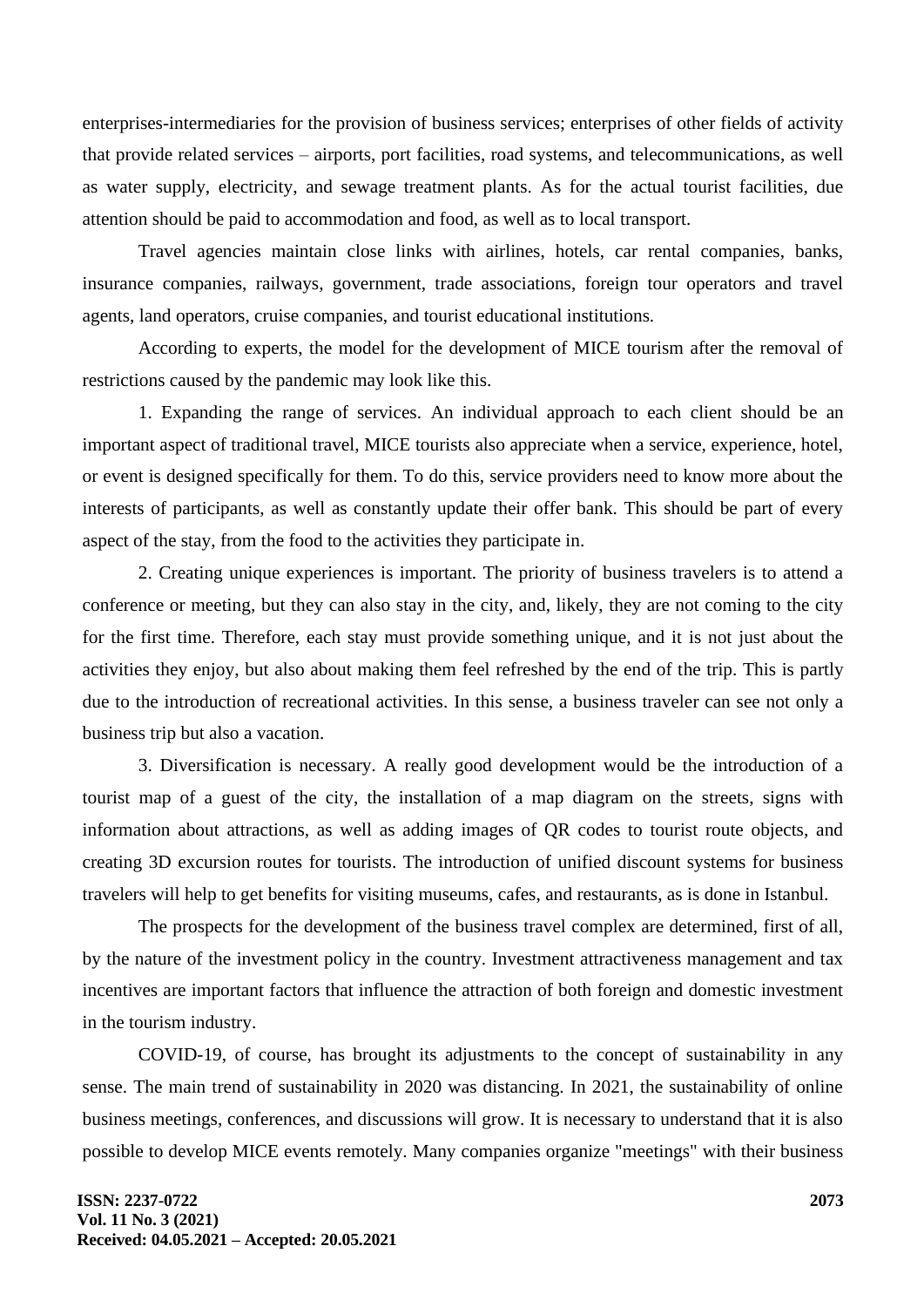enterprises-intermediaries for the provision of business services; enterprises of other fields of activity that provide related services – airports, port facilities, road systems, and telecommunications, as well as water supply, electricity, and sewage treatment plants. As for the actual tourist facilities, due attention should be paid to accommodation and food, as well as to local transport.

Travel agencies maintain close links with airlines, hotels, car rental companies, banks, insurance companies, railways, government, trade associations, foreign tour operators and travel agents, land operators, cruise companies, and tourist educational institutions.

According to experts, the model for the development of MICE tourism after the removal of restrictions caused by the pandemic may look like this.

1. Expanding the range of services. An individual approach to each client should be an important aspect of traditional travel, MICE tourists also appreciate when a service, experience, hotel, or event is designed specifically for them. To do this, service providers need to know more about the interests of participants, as well as constantly update their offer bank. This should be part of every aspect of the stay, from the food to the activities they participate in.

2. Creating unique experiences is important. The priority of business travelers is to attend a conference or meeting, but they can also stay in the city, and, likely, they are not coming to the city for the first time. Therefore, each stay must provide something unique, and it is not just about the activities they enjoy, but also about making them feel refreshed by the end of the trip. This is partly due to the introduction of recreational activities. In this sense, a business traveler can see not only a business trip but also a vacation.

3. Diversification is necessary. A really good development would be the introduction of a tourist map of a guest of the city, the installation of a map diagram on the streets, signs with information about attractions, as well as adding images of QR codes to tourist route objects, and creating 3D excursion routes for tourists. The introduction of unified discount systems for business travelers will help to get benefits for visiting museums, cafes, and restaurants, as is done in Istanbul.

The prospects for the development of the business travel complex are determined, first of all, by the nature of the investment policy in the country. Investment attractiveness management and tax incentives are important factors that influence the attraction of both foreign and domestic investment in the tourism industry.

COVID-19, of course, has brought its adjustments to the concept of sustainability in any sense. The main trend of sustainability in 2020 was distancing. In 2021, the sustainability of online business meetings, conferences, and discussions will grow. It is necessary to understand that it is also possible to develop MICE events remotely. Many companies organize "meetings" with their business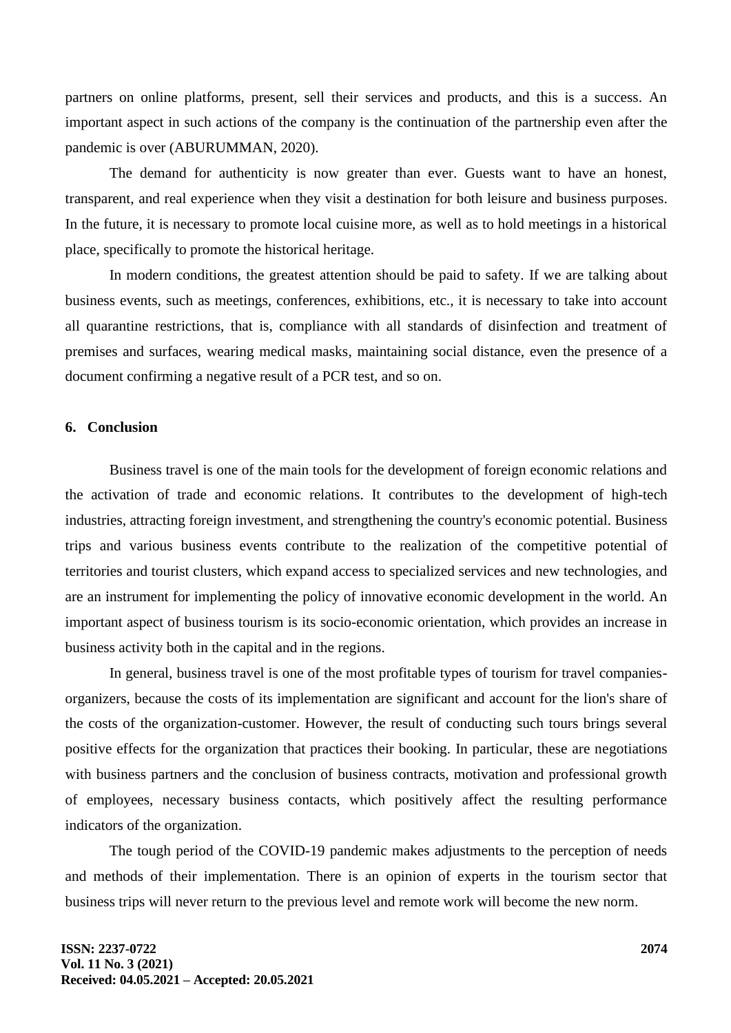partners on online platforms, present, sell their services and products, and this is a success. An important aspect in such actions of the company is the continuation of the partnership even after the pandemic is over (ABURUMMAN, 2020).

The demand for authenticity is now greater than ever. Guests want to have an honest, transparent, and real experience when they visit a destination for both leisure and business purposes. In the future, it is necessary to promote local cuisine more, as well as to hold meetings in a historical place, specifically to promote the historical heritage.

In modern conditions, the greatest attention should be paid to safety. If we are talking about business events, such as meetings, conferences, exhibitions, etc., it is necessary to take into account all quarantine restrictions, that is, compliance with all standards of disinfection and treatment of premises and surfaces, wearing medical masks, maintaining social distance, even the presence of a document confirming a negative result of a PCR test, and so on.

## 6. Conclusion

Business travel is one of the main tools for the development of foreign economic relations and the activation of trade and economic relations. It contributes to the development of high-tech industries, attracting foreign investment, and strengthening the country's economic potential. Business trips and various business events contribute to the realization of the competitive potential of territories and tourist clusters, which expand access to specialized services and new technologies, and are an instrument for implementing the policy of innovative economic development in the world. An important aspect of business tourism is its socio-economic orientation, which provides an increase in business activity both in the capital and in the regions.

In general, business travel is one of the most profitable types of tourism for travel companies-organizers, because the costs of its implementation are significant and account for the lion's share of the costs of the organization-customer. However, the result of conducting such tours brings several positive effects for the organization that practices their booking. In particular, these are negotiations with business partners and the conclusion of business contracts, motivation and professional growth of employees, necessary business contacts, which positively affect the resulting performance indicators of the organization.

The tough period of the COVID-19 pandemic makes adjustments to the perception of needs and methods of their implementation. There is an opinion of experts in the tourism sector that business trips will never return to the previous level and remote work will become the new norm.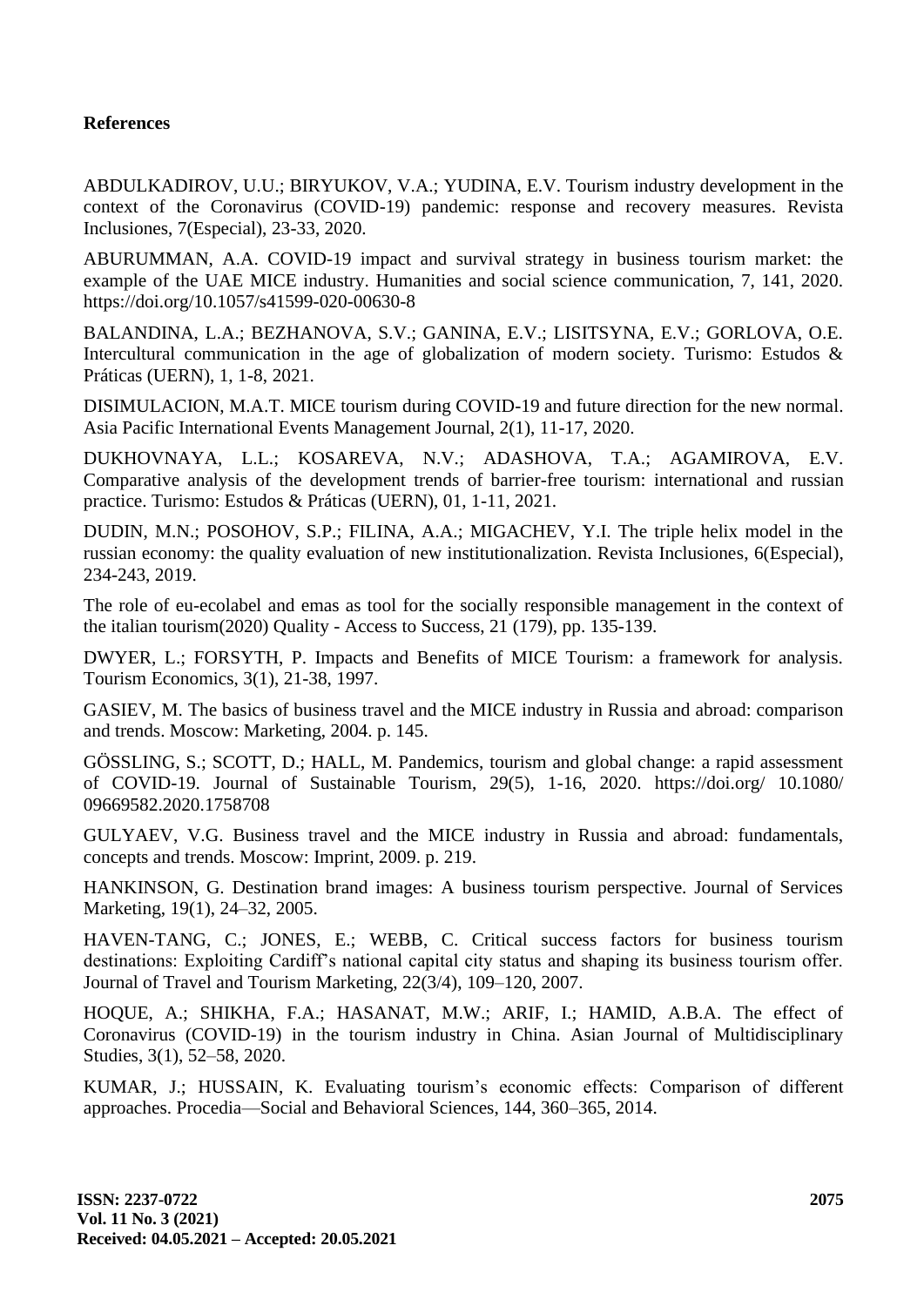**References**

ABDULKADIROV, U.U.; BIRYUKOV, V.A.; YUDINA, E.V. Tourism industry development in the context of the Coronavirus (COVID-19) pandemic: response and recovery measures. Revista Inclusiones, 7(Especial), 23-33, 2020.

ABURUMMAN, A.A. COVID-19 impact and survival strategy in business tourism market: the example of the UAE MICE industry. Humanities and social science communication, 7, 141, 2020. https://doi.org/10.1057/s41599-020-00630-8

BALANDINA, L.A.; BEZHANOVA, S.V.; GANINA, E.V.; LISITSYNA, E.V.; GORLOVA, O.E. Intercultural communication in the age of globalization of modern society. Turismo: Estudos & Práticas (UERN), 1, 1-8, 2021.

DISIMULACION, M.A.T. MICE tourism during COVID-19 and future direction for the new normal. Asia Pacific International Events Management Journal, 2(1), 11-17, 2020.

DUKHOVNAYA, L.L.; KOSAREVA, N.V.; ADASHOVA, T.A.; AGAMIROVA, E.V. Comparative analysis of the development trends of barrier-free tourism: international and russian practice. Turismo: Estudos & Práticas (UERN), 01, 1-11, 2021.

DUDIN, M.N.; POSOHOV, S.P.; FILINA, A.A.; MIGACHEV, Y.I. The triple helix model in the russian economy: the quality evaluation of new institutionalization. Revista Inclusiones, 6(Especial), 234-243, 2019.

The role of eu-ecolabel and emas as tool for the socially responsible management in the context of the italian tourism(2020) Quality - Access to Success, 21 (179), pp. 135-139.

DWYER, L.; FORSYTH, P. Impacts and Benefits of MICE Tourism: a framework for analysis. Tourism Economics, 3(1), 21-38, 1997.

GASIEV, M. The basics of business travel and the MICE industry in Russia and abroad: comparison and trends. Moscow: Marketing, 2004. p. 145.

GÖSSLING, S.; SCOTT, D.; HALL, M. Pandemics, tourism and global change: a rapid assessment of COVID-19. Journal of Sustainable Tourism, 29(5), 1-16, 2020. https://doi.org/ 10.1080/ 09669582.2020.1758708

GULYAEV, V.G. Business travel and the MICE industry in Russia and abroad: fundamentals, concepts and trends. Moscow: Imprint, 2009. p. 219.

HANKINSON, G. Destination brand images: A business tourism perspective. Journal of Services Marketing, 19(1), 24–32, 2005.

HAVEN-TANG, C.; JONES, E.; WEBB, C. Critical success factors for business tourism destinations: Exploiting Cardiff's national capital city status and shaping its business tourism offer. Journal of Travel and Tourism Marketing, 22(3/4), 109–120, 2007.

HOQUE, A.; SHIKHA, F.A.; HASANAT, M.W.; ARIF, I.; HAMID, A.B.A. The effect of Coronavirus (COVID-19) in the tourism industry in China. Asian Journal of Multidisciplinary Studies, 3(1), 52–58, 2020.

KUMAR, J.; HUSSAIN, K. Evaluating tourism's economic effects: Comparison of different approaches. Procedia—Social and Behavioral Sciences, 144, 360–365, 2014.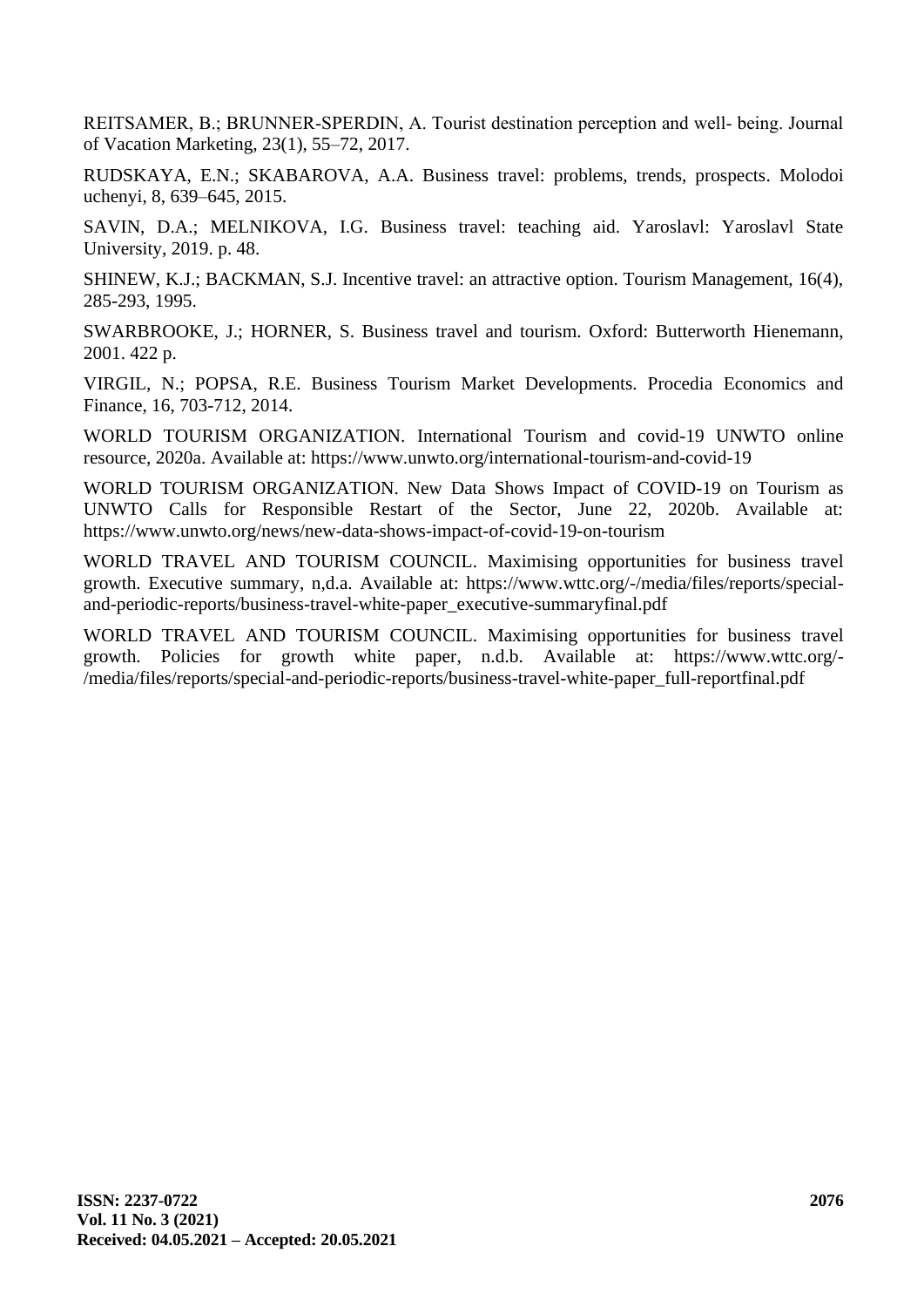REITSAMER, B.; BRUNNER-SPERDIN, A. Tourist destination perception and well- being. Journal of Vacation Marketing, 23(1), 55–72, 2017.

RUDSKAYA, E.N.; SKABAROVA, A.A. Business travel: problems, trends, prospects. Molodoi uchenyi, 8, 639–645, 2015.

SAVIN, D.A.; MELNIKOVA, I.G. Business travel: teaching aid. Yaroslavl: Yaroslavl State University, 2019. p. 48.

SHINEW, K.J.; BACKMAN, S.J. Incentive travel: an attractive option. Tourism Management, 16(4), 285-293, 1995.

SWARBROOKE, J.; HORNER, S. Business travel and tourism. Oxford: Butterworth Hienemann, 2001. 422 p.

VIRGIL, N.; POPSA, R.E. Business Tourism Market Developments. Procedia Economics and Finance, 16, 703-712, 2014.

WORLD TOURISM ORGANIZATION. International Tourism and covid-19 UNWTO online resource, 2020a. Available at: https://www.unwto.org/international-tourism-and-covid-19

WORLD TOURISM ORGANIZATION. New Data Shows Impact of COVID-19 on Tourism as UNWTO Calls for Responsible Restart of the Sector, June 22, 2020b. Available at: https://www.unwto.org/news/new-data-shows-impact-of-covid-19-on-tourism

WORLD TRAVEL AND TOURISM COUNCIL. Maximising opportunities for business travel growth. Executive summary, n,d.a. Available at: https://www.wttc.org/-/media/files/reports/special-and-periodic-reports/business-travel-white-paper_executive-summaryfinal.pdf

WORLD TRAVEL AND TOURISM COUNCIL. Maximising opportunities for business travel growth. Policies for growth white paper, n.d.b. Available at: https://www.wttc.org/-/media/files/reports/special-and-periodic-reports/business-travel-white-paper_full-reportfinal.pdf